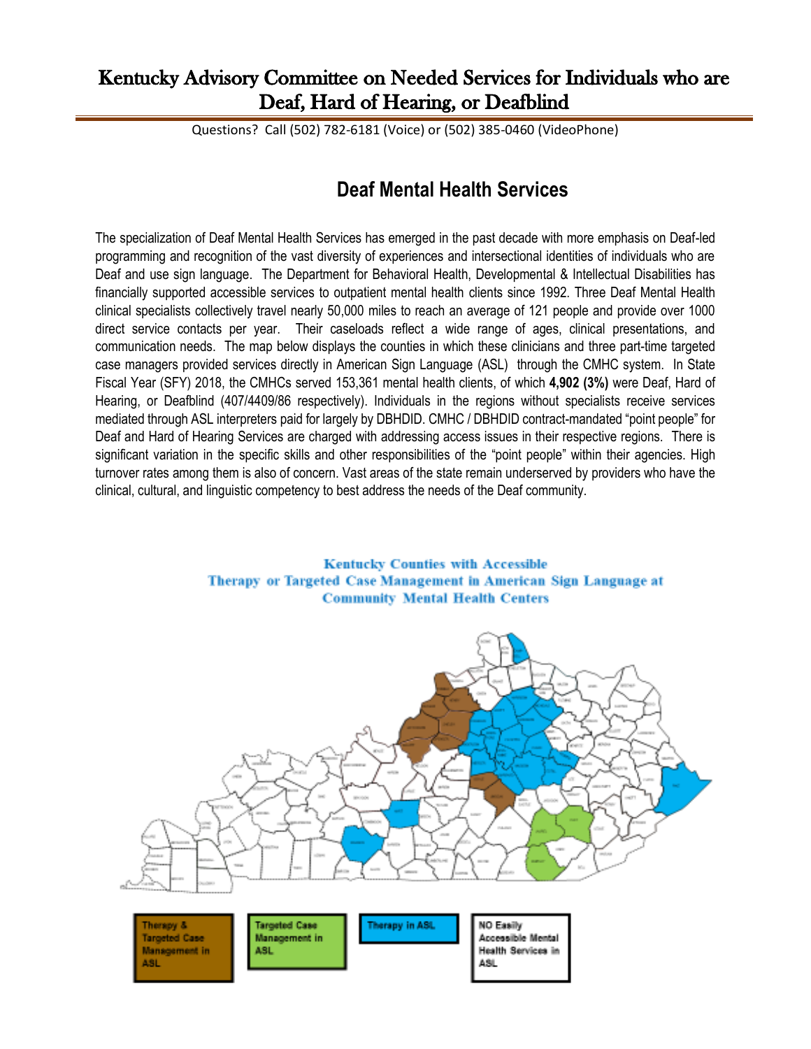# Kentucky Advisory Committee on Needed Services for Individuals who are Deaf, Hard of Hearing, or Deafblind

Questions? Call (502) 782-6181 (Voice) or (502) 385-0460 (VideoPhone)

## Deaf Mental Health Services

The specialization of Deaf Mental Health Services has emerged in the past decade with more emphasis on Deaf-led programming and recognition of the vast diversity of experiences and intersectional identities of individuals who are Deaf and use sign language. The Department for Behavioral Health, Developmental & Intellectual Disabilities has financially supported accessible services to outpatient mental health clients since 1992. Three Deaf Mental Health clinical specialists collectively travel nearly 50,000 miles to reach an average of 121 people and provide over 1000 direct service contacts per year. Their caseloads reflect a wide range of ages, clinical presentations, and communication needs. The map below displays the counties in which these clinicians and three part-time targeted case managers provided services directly in American Sign Language (ASL) through the CMHC system. In State Fiscal Year (SFY) 2018, the CMHCs served 153,361 mental health clients, of which **4,902 (3%)** were Deaf, Hard of Hearing, or Deafblind (407/4409/86 respectively). Individuals in the regions without specialists receive services mediated through ASL interpreters paid for largely by DBHDID. CMHC / DBHDID contract-mandated "point people" for Deaf and Hard of Hearing Services are charged with addressing access issues in their respective regions. There is significant variation in the specific skills and other responsibilities of the "point people" within their agencies. High turnover rates among them is also of concern. Vast areas of the state remain underserved by providers who have the clinical, cultural, and linguistic competency to best address the needs of the Deaf community.

**Kentucky Counties with Accessible Therapy or Targeted Case Management in American Sign Language at Community Mental Health Centers**

- Therapy & Targeted Case Management in ASL
- Targeted Case Management in ASL
- Therapy in ASL
- NO Easily Accessible Mental Health Services in ASL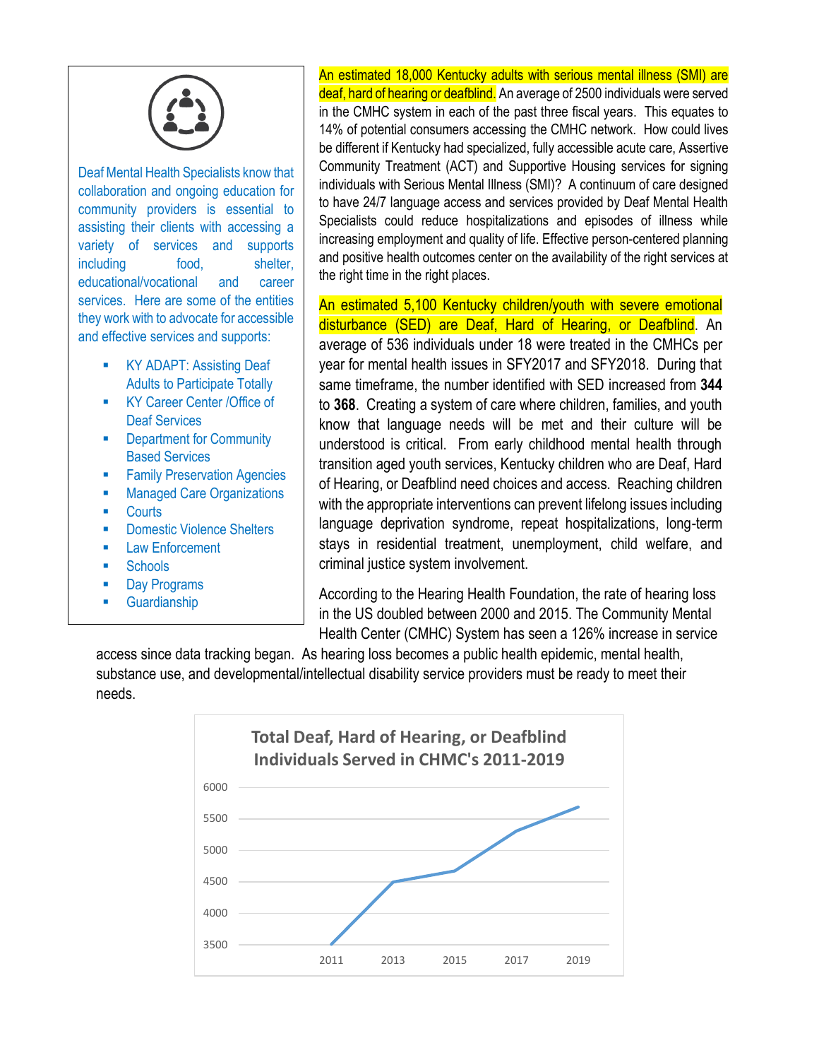Deaf Mental Health Specialists know that collaboration and ongoing education for community providers is essential to assisting their clients with accessing a variety of services and supports including food, shelter, educational/vocational and career services. Here are some of the entities they work with to advocate for accessible and effective services and supports:

- KY ADAPT: Assisting Deaf Adults to Participate Totally
- KY Career Center /Office of Deaf Services
- Department for Community Based Services
- Family Preservation Agencies
- Managed Care Organizations
- Courts
- Domestic Violence Shelters
- Law Enforcement
- Schools
- Day Programs
- Guardianship

An estimated 18,000 Kentucky adults with serious mental illness (SMI) are deaf, hard of hearing or deafblind. An average of 2500 individuals were served in the CMHC system in each of the past three fiscal years. This equates to 14% of potential consumers accessing the CMHC network. How could lives be different if Kentucky had specialized, fully accessible acute care, Assertive Community Treatment (ACT) and Supportive Housing services for signing individuals with Serious Mental Illness (SMI)? A continuum of care designed to have 24/7 language access and services provided by Deaf Mental Health Specialists could reduce hospitalizations and episodes of illness while increasing employment and quality of life. Effective person-centered planning and positive health outcomes center on the availability of the right services at the right time in the right places.

An estimated 5,100 Kentucky children/youth with severe emotional disturbance (SED) are Deaf, Hard of Hearing, or Deafblind. An average of 536 individuals under 18 were treated in the CMHCs per year for mental health issues in SFY2017 and SFY2018. During that same timeframe, the number identified with SED increased from **344** to **368**. Creating a system of care where children, families, and youth know that language needs will be met and their culture will be understood is critical. From early childhood mental health through transition aged youth services, Kentucky children who are Deaf, Hard of Hearing, or Deafblind need choices and access. Reaching children with the appropriate interventions can prevent lifelong issues including language deprivation syndrome, repeat hospitalizations, long-term stays in residential treatment, unemployment, child welfare, and criminal justice system involvement.

According to the Hearing Health Foundation, the rate of hearing loss in the US doubled between 2000 and 2015. The Community Mental Health Center (CMHC) System has seen a 126% increase in service access since data tracking began. As hearing loss becomes a public health epidemic, mental health, substance use, and developmental/intellectual disability service providers must be ready to meet their needs.

Total Deaf, Hard of Hearing, or Deafblind Individuals Served in CHMC's 2011-2019

6000
5500
5000
4500
4000
3500

2011 2013 2015 2017 2019